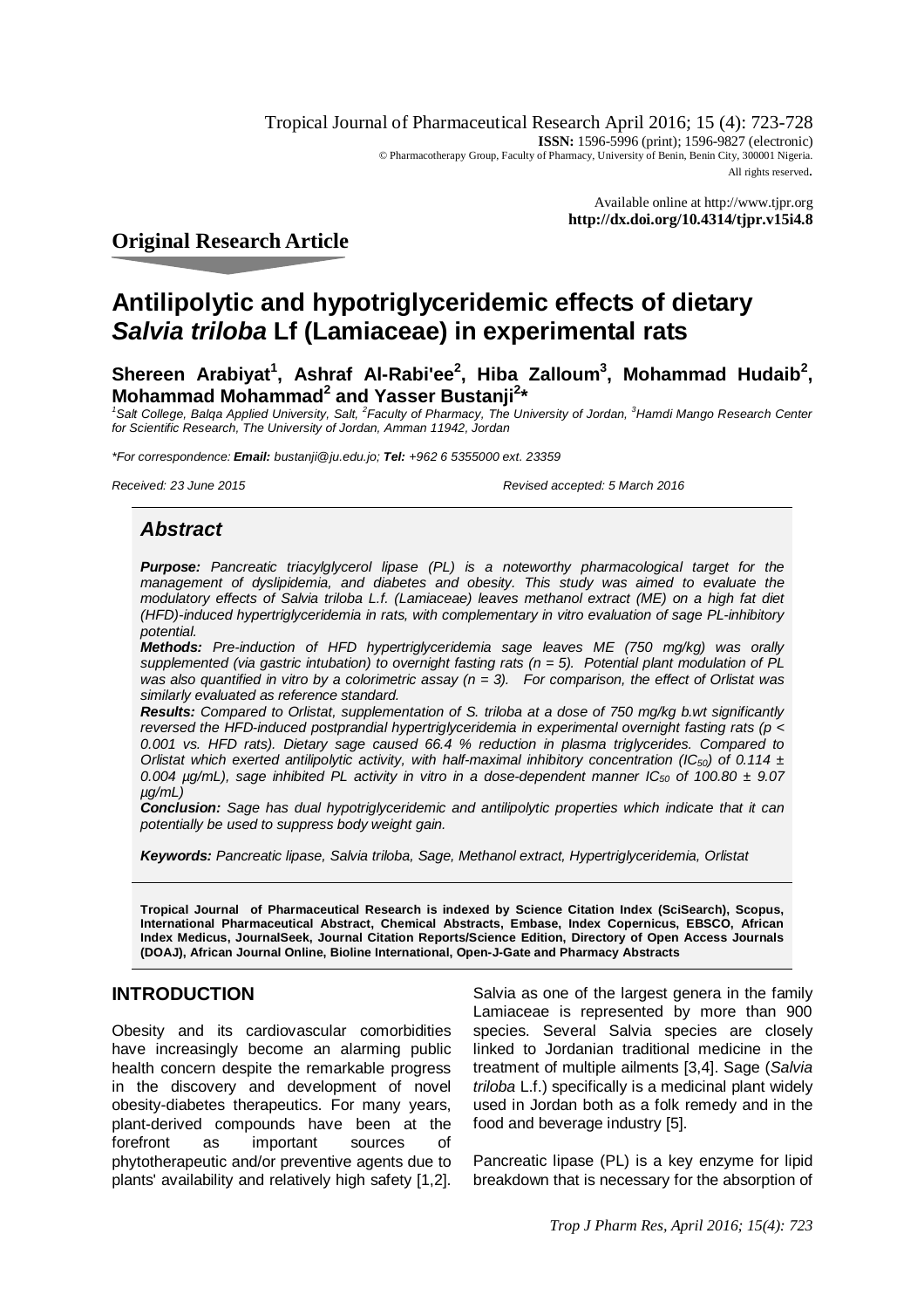Tropical Journal of Pharmaceutical Research April 2016; 15 (4): 723-728
**ISSN:** 1596-5996 (print); 1596-9827 (electronic)
© Pharmacotherapy Group, Faculty of Pharmacy, University of Benin, Benin City, 300001 Nigeria.
All rights reserved.

Available online at http://www.tjpr.org
**http://dx.doi.org/10.4314/tjpr.v15i4.8**

## Original Research Article

# Antilipolytic and hypotriglyceridemic effects of dietary *Salvia triloba* Lf (Lamiaceae) in experimental rats

**Shereen Arabiyat[1], Ashraf Al-Rabi'ee[2], Hiba Zalloum[3], Mohammad Hudaib[2], Mohammad Mohammad[2] and Yasser Bustanji[2]***

*[1]Salt College, Balqa Applied University, Salt, [2]Faculty of Pharmacy, The University of Jordan, [3]Hamdi Mango Research Center for Scientific Research, The University of Jordan, Amman 11942, Jordan*

*\*For correspondence: **Email:** bustanji@ju.edu.jo; **Tel:** +962 6 5355000 ext. 23359*

*Received: 23 June 2015* *Revised accepted: 5 March 2016*

## *Abstract*

***Purpose:*** *Pancreatic triacylglycerol lipase (PL) is a noteworthy pharmacological target for the management of dyslipidemia, and diabetes and obesity. This study was aimed to evaluate the modulatory effects of Salvia triloba L.f. (Lamiaceae) leaves methanol extract (ME) on a high fat diet (HFD)-induced hypertriglyceridemia in rats, with complementary in vitro evaluation of sage PL-inhibitory potential.*

***Methods:*** *Pre-induction of HFD hypertriglyceridemia sage leaves ME (750 mg/kg) was orally supplemented (via gastric intubation) to overnight fasting rats (n = 5). Potential plant modulation of PL was also quantified in vitro by a colorimetric assay (n = 3). For comparison, the effect of Orlistat was similarly evaluated as reference standard.*

***Results:*** *Compared to Orlistat, supplementation of S. triloba at a dose of 750 mg/kg b.wt significantly reversed the HFD-induced postprandial hypertriglyceridemia in experimental overnight fasting rats (p < 0.001 vs. HFD rats). Dietary sage caused 66.4 % reduction in plasma triglycerides. Compared to Orlistat which exerted antilipolytic activity, with half-maximal inhibitory concentration ($IC_{50}$) of 0.114 ± 0.004 µg/mL), sage inhibited PL activity in vitro in a dose-dependent manner $IC_{50}$ of 100.80 ± 9.07 µg/mL)*

***Conclusion:*** *Sage has dual hypotriglyceridemic and antilipolytic properties which indicate that it can potentially be used to suppress body weight gain.*

***Keywords:*** *Pancreatic lipase, Salvia triloba, Sage, Methanol extract, Hypertriglyceridemia, Orlistat*

**Tropical Journal of Pharmaceutical Research is indexed by Science Citation Index (SciSearch), Scopus, International Pharmaceutical Abstract, Chemical Abstracts, Embase, Index Copernicus, EBSCO, African Index Medicus, JournalSeek, Journal Citation Reports/Science Edition, Directory of Open Access Journals (DOAJ), African Journal Online, Bioline International, Open-J-Gate and Pharmacy Abstracts**

## INTRODUCTION

Obesity and its cardiovascular comorbidities have increasingly become an alarming public health concern despite the remarkable progress in the discovery and development of novel obesity-diabetes therapeutics. For many years, plant-derived compounds have been at the forefront as important sources of phytotherapeutic and/or preventive agents due to plants' availability and relatively high safety [1,2].

Salvia as one of the largest genera in the family Lamiaceae is represented by more than 900 species. Several Salvia species are closely linked to Jordanian traditional medicine in the treatment of multiple ailments [3,4]. Sage (*Salvia triloba* L.f.) specifically is a medicinal plant widely used in Jordan both as a folk remedy and in the food and beverage industry [5].

Pancreatic lipase (PL) is a key enzyme for lipid breakdown that is necessary for the absorption of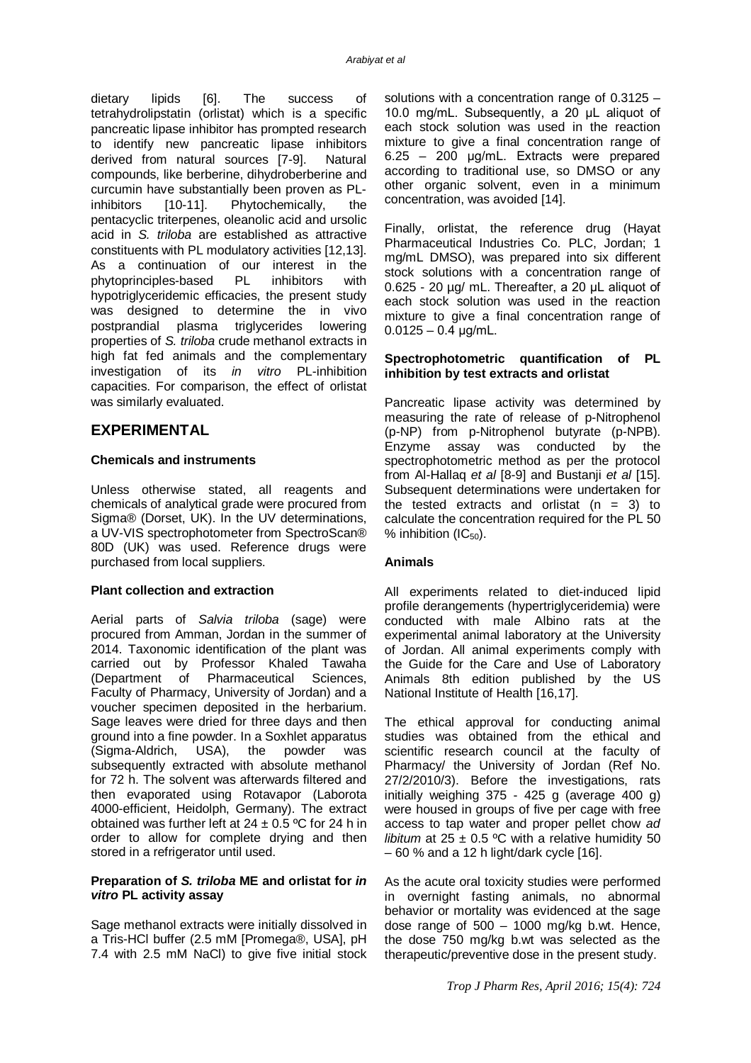dietary lipids [6]. The success of tetrahydrolipstatin (orlistat) which is a specific pancreatic lipase inhibitor has prompted research to identify new pancreatic lipase inhibitors derived from natural sources [7-9]. Natural compounds, like berberine, dihydroberberine and curcumin have substantially been proven as PL-inhibitors [10-11]. Phytochemically, the pentacyclic triterpenes, oleanolic acid and ursolic acid in *S. triloba* are established as attractive constituents with PL modulatory activities [12,13]. As a continuation of our interest in the phytoprinciples-based PL inhibitors with hypotriglyceridemic efficacies, the present study was designed to determine the in vivo postprandial plasma triglycerides lowering properties of *S. triloba* crude methanol extracts in high fat fed animals and the complementary investigation of its *in vitro* PL-inhibition capacities. For comparison, the effect of orlistat was similarly evaluated.

## EXPERIMENTAL

### Chemicals and instruments

Unless otherwise stated, all reagents and chemicals of analytical grade were procured from Sigma® (Dorset, UK). In the UV determinations, a UV-VIS spectrophotometer from SpectroScan® 80D (UK) was used. Reference drugs were purchased from local suppliers.

### Plant collection and extraction

Aerial parts of *Salvia triloba* (sage) were procured from Amman, Jordan in the summer of 2014. Taxonomic identification of the plant was carried out by Professor Khaled Tawaha (Department of Pharmaceutical Sciences, Faculty of Pharmacy, University of Jordan) and a voucher specimen deposited in the herbarium. Sage leaves were dried for three days and then ground into a fine powder. In a Soxhlet apparatus (Sigma-Aldrich, USA), the powder was subsequently extracted with absolute methanol for 72 h. The solvent was afterwards filtered and then evaporated using Rotavapor (Laborota 4000-efficient, Heidolph, Germany). The extract obtained was further left at 24 ± 0.5 ºC for 24 h in order to allow for complete drying and then stored in a refrigerator until used.

### Preparation of *S. triloba* ME and orlistat for *in vitro* PL activity assay

Sage methanol extracts were initially dissolved in a Tris-HCl buffer (2.5 mM [Promega®, USA], pH 7.4 with 2.5 mM NaCl) to give five initial stock solutions with a concentration range of 0.3125 – 10.0 mg/mL. Subsequently, a 20 µL aliquot of each stock solution was used in the reaction mixture to give a final concentration range of 6.25 – 200 µg/mL. Extracts were prepared according to traditional use, so DMSO or any other organic solvent, even in a minimum concentration, was avoided [14].

Finally, orlistat, the reference drug (Hayat Pharmaceutical Industries Co. PLC, Jordan; 1 mg/mL DMSO), was prepared into six different stock solutions with a concentration range of 0.625 - 20 µg/ mL. Thereafter, a 20 µL aliquot of each stock solution was used in the reaction mixture to give a final concentration range of 0.0125 – 0.4 µg/mL.

### Spectrophotometric quantification of PL inhibition by test extracts and orlistat

Pancreatic lipase activity was determined by measuring the rate of release of p-Nitrophenol (p-NP) from p-Nitrophenol butyrate (p-NPB). Enzyme assay was conducted by the spectrophotometric method as per the protocol from Al-Hallaq *et al* [8-9] and Bustanji *et al* [15]. Subsequent determinations were undertaken for the tested extracts and orlistat (n = 3) to calculate the concentration required for the PL 50 % inhibition ($IC_{50}$).

### Animals

All experiments related to diet-induced lipid profile derangements (hypertriglyceridemia) were conducted with male Albino rats at the experimental animal laboratory at the University of Jordan. All animal experiments comply with the Guide for the Care and Use of Laboratory Animals 8th edition published by the US National Institute of Health [16,17].

The ethical approval for conducting animal studies was obtained from the ethical and scientific research council at the faculty of Pharmacy/ the University of Jordan (Ref No. 27/2/2010/3). Before the investigations, rats initially weighing 375 - 425 g (average 400 g) were housed in groups of five per cage with free access to tap water and proper pellet chow *ad libitum* at 25 ± 0.5 ºC with a relative humidity 50 – 60 % and a 12 h light/dark cycle [16].

As the acute oral toxicity studies were performed in overnight fasting animals, no abnormal behavior or mortality was evidenced at the sage dose range of 500 – 1000 mg/kg b.wt. Hence, the dose 750 mg/kg b.wt was selected as the therapeutic/preventive dose in the present study.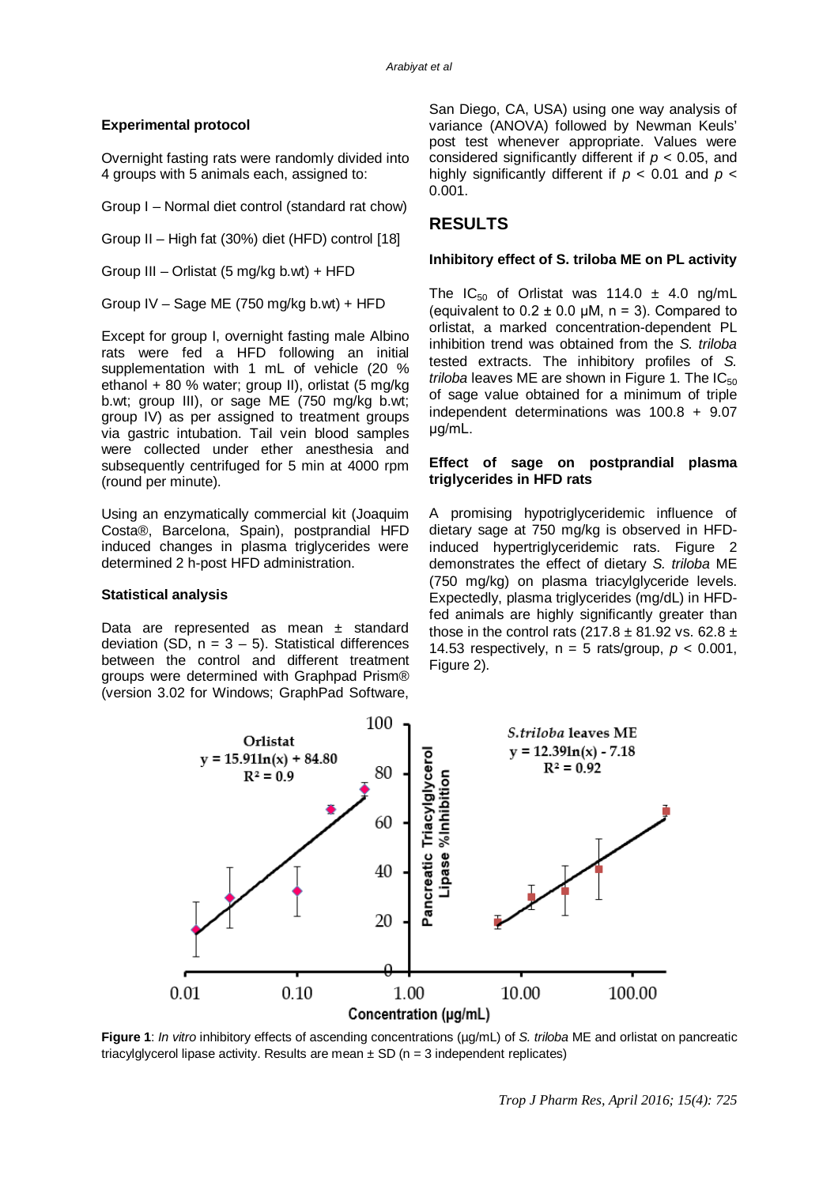### Experimental protocol

Overnight fasting rats were randomly divided into 4 groups with 5 animals each, assigned to:

Group I – Normal diet control (standard rat chow)

Group II – High fat (30%) diet (HFD) control [18]

Group III – Orlistat (5 mg/kg b.wt) + HFD

Group IV – Sage ME (750 mg/kg b.wt) + HFD

Except for group I, overnight fasting male Albino rats were fed a HFD following an initial supplementation with 1 mL of vehicle (20 % ethanol + 80 % water; group II), orlistat (5 mg/kg b.wt; group III), or sage ME (750 mg/kg b.wt; group IV) as per assigned to treatment groups via gastric intubation. Tail vein blood samples were collected under ether anesthesia and subsequently centrifuged for 5 min at 4000 rpm (round per minute).

Using an enzymatically commercial kit (Joaquim Costa®, Barcelona, Spain), postprandial HFD induced changes in plasma triglycerides were determined 2 h-post HFD administration.

### Statistical analysis

Data are represented as mean ± standard deviation (SD, n = 3 – 5). Statistical differences between the control and different treatment groups were determined with Graphpad Prism® (version 3.02 for Windows; GraphPad Software, San Diego, CA, USA) using one way analysis of variance (ANOVA) followed by Newman Keuls' post test whenever appropriate. Values were considered significantly different if $p < 0.05$, and highly significantly different if $p < 0.01$ and $p < 0.001$.

## RESULTS

### Inhibitory effect of S. triloba ME on PL activity

The $IC_{50}$ of Orlistat was 114.0 ± 4.0 ng/mL (equivalent to 0.2 ± 0.0 μM, n = 3). Compared to orlistat, a marked concentration-dependent PL inhibition trend was obtained from the *S. triloba* tested extracts. The inhibitory profiles of *S. triloba* leaves ME are shown in Figure 1. The $IC_{50}$ of sage value obtained for a minimum of triple independent determinations was 100.8 + 9.07 μg/mL.

### Effect of sage on postprandial plasma triglycerides in HFD rats

A promising hypotriglyceridemic influence of dietary sage at 750 mg/kg is observed in HFD-induced hypertriglyceridemic rats. Figure 2 demonstrates the effect of dietary *S. triloba* ME (750 mg/kg) on plasma triacylglyceride levels. Expectedly, plasma triglycerides (mg/dL) in HFD-fed animals are highly significantly greater than those in the control rats (217.8 ± 81.92 vs. 62.8 ± 14.53 respectively, n = 5 rats/group, $p < 0.001$, Figure 2).

**Figure 1**: *In vitro* inhibitory effects of ascending concentrations (μg/mL) of *S. triloba* ME and orlistat on pancreatic triacylglycerol lipase activity. Results are mean ± SD (n = 3 independent replicates)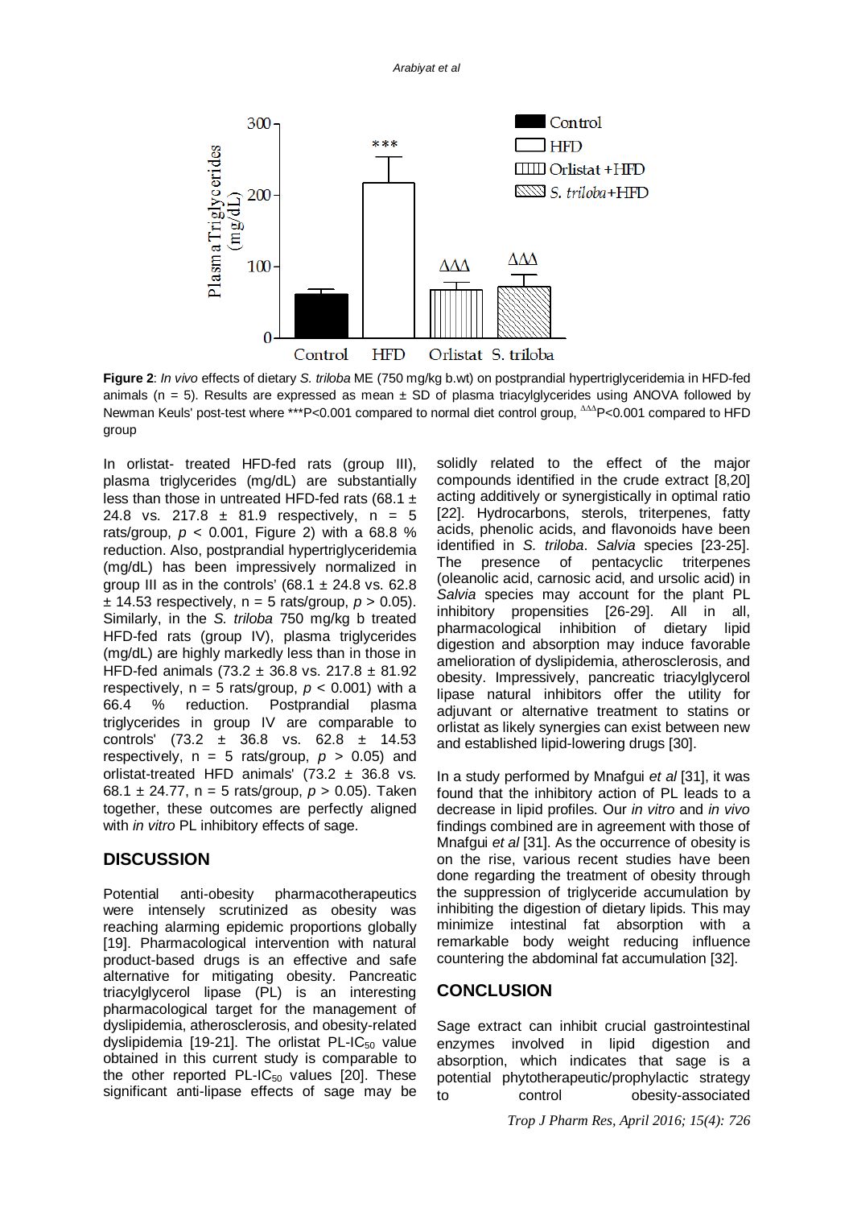**Figure 2**: *In vivo* effects of dietary *S. triloba* ME (750 mg/kg b.wt) on postprandial hypertriglyceridemia in HFD-fed animals (n = 5). Results are expressed as mean ± SD of plasma triacylglycerides using ANOVA followed by Newman Keuls' post-test where ***P<0.001 compared to normal diet control group, $^{\Delta\Delta\Delta}$P<0.001 compared to HFD group

In orlistat- treated HFD-fed rats (group III), plasma triglycerides (mg/dL) are substantially less than those in untreated HFD-fed rats (68.1 ± 24.8 vs. 217.8 ± 81.9 respectively, n = 5 rats/group, $p < 0.001$, Figure 2) with a 68.8 % reduction. Also, postprandial hypertriglyceridemia (mg/dL) has been impressively normalized in group III as in the controls' (68.1 ± 24.8 vs. 62.8 ± 14.53 respectively, n = 5 rats/group, $p > 0.05$). Similarly, in the *S. triloba* 750 mg/kg b treated HFD-fed rats (group IV), plasma triglycerides (mg/dL) are highly markedly less than in those in HFD-fed animals (73.2 ± 36.8 vs. 217.8 ± 81.92 respectively, n = 5 rats/group, $p < 0.001$) with a 66.4 % reduction. Postprandial plasma triglycerides in group IV are comparable to controls' (73.2 ± 36.8 vs. 62.8 ± 14.53 respectively, n = 5 rats/group, $p > 0.05$) and orlistat-treated HFD animals' (73.2 ± 36.8 vs. 68.1 ± 24.77, n = 5 rats/group, $p > 0.05$). Taken together, these outcomes are perfectly aligned with *in vitro* PL inhibitory effects of sage.

## DISCUSSION

Potential anti-obesity pharmacotherapeutics were intensely scrutinized as obesity was reaching alarming epidemic proportions globally [19]. Pharmacological intervention with natural product-based drugs is an effective and safe alternative for mitigating obesity. Pancreatic triacylglycerol lipase (PL) is an interesting pharmacological target for the management of dyslipidemia, atherosclerosis, and obesity-related dyslipidemia [19-21]. The orlistat PL-$IC_{50}$ value obtained in this current study is comparable to the other reported PL-$IC_{50}$ values [20]. These significant anti-lipase effects of sage may be solidly related to the effect of the major compounds identified in the crude extract [8,20] acting additively or synergistically in optimal ratio [22]. Hydrocarbons, sterols, triterpenes, fatty acids, phenolic acids, and flavonoids have been identified in *S. triloba*. *Salvia* species [23-25]. The presence of pentacyclic triterpenes (oleanolic acid, carnosic acid, and ursolic acid) in *Salvia* species may account for the plant PL inhibitory propensities [26-29]. All in all, pharmacological inhibition of dietary lipid digestion and absorption may induce favorable amelioration of dyslipidemia, atherosclerosis, and obesity. Impressively, pancreatic triacylglycerol lipase natural inhibitors offer the utility for adjuvant or alternative treatment to statins or orlistat as likely synergies can exist between new and established lipid-lowering drugs [30].

In a study performed by Mnafgui *et al* [31], it was found that the inhibitory action of PL leads to a decrease in lipid profiles. Our *in vitro* and *in vivo* findings combined are in agreement with those of Mnafgui *et al* [31]. As the occurrence of obesity is on the rise, various recent studies have been done regarding the treatment of obesity through the suppression of triglyceride accumulation by inhibiting the digestion of dietary lipids. This may minimize intestinal fat absorption with a remarkable body weight reducing influence countering the abdominal fat accumulation [32].

## CONCLUSION

Sage extract can inhibit crucial gastrointestinal enzymes involved in lipid digestion and absorption, which indicates that sage is a potential phytotherapeutic/prophylactic strategy to control obesity-associated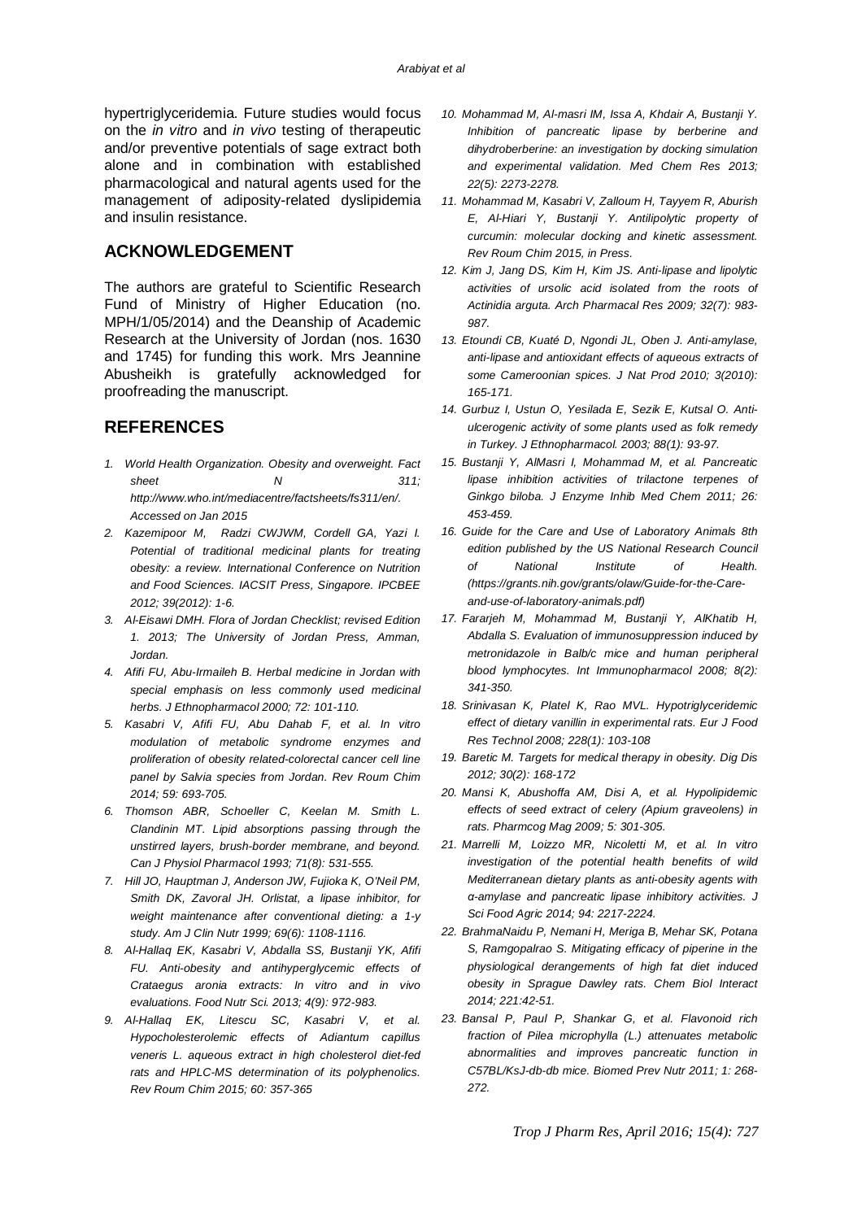hypertriglyceridemia. Future studies would focus on the *in vitro* and *in vivo* testing of therapeutic and/or preventive potentials of sage extract both alone and in combination with established pharmacological and natural agents used for the management of adiposity-related dyslipidemia and insulin resistance.

## ACKNOWLEDGEMENT

The authors are grateful to Scientific Research Fund of Ministry of Higher Education (no. MPH/1/05/2014) and the Deanship of Academic Research at the University of Jordan (nos. 1630 and 1745) for funding this work. Mrs Jeannine Abusheikh is gratefully acknowledged for proofreading the manuscript.

## REFERENCES

1. *World Health Organization. Obesity and overweight. Fact sheet N 311; http://www.who.int/mediacentre/factsheets/fs311/en/. Accessed on Jan 2015*
2. *Kazemipoor M, Radzi CWJWM, Cordell GA, Yazi I. Potential of traditional medicinal plants for treating obesity: a review. International Conference on Nutrition and Food Sciences. IACSIT Press, Singapore. IPCBEE 2012; 39(2012): 1-6.*
3. *Al-Eisawi DMH. Flora of Jordan Checklist; revised Edition 1. 2013; The University of Jordan Press, Amman, Jordan.*
4. *Afifi FU, Abu-Irmaileh B. Herbal medicine in Jordan with special emphasis on less commonly used medicinal herbs. J Ethnopharmacol 2000; 72: 101-110.*
5. *Kasabri V, Afifi FU, Abu Dahab F, et al. In vitro modulation of metabolic syndrome enzymes and proliferation of obesity related-colorectal cancer cell line panel by Salvia species from Jordan. Rev Roum Chim 2014; 59: 693-705.*
6. *Thomson ABR, Schoeller C, Keelan M. Smith L. Clandinin MT. Lipid absorptions passing through the unstirred layers, brush-border membrane, and beyond. Can J Physiol Pharmacol 1993; 71(8): 531-555.*
7. *Hill JO, Hauptman J, Anderson JW, Fujioka K, O'Neil PM, Smith DK, Zavoral JH. Orlistat, a lipase inhibitor, for weight maintenance after conventional dieting: a 1-y study. Am J Clin Nutr 1999; 69(6): 1108-1116.*
8. *Al-Hallaq EK, Kasabri V, Abdalla SS, Bustanji YK, Afifi FU. Anti-obesity and antihyperglycemic effects of Crataegus aronia extracts: In vitro and in vivo evaluations. Food Nutr Sci. 2013; 4(9): 972-983.*
9. *Al-Hallaq EK, Litescu SC, Kasabri V, et al. Hypocholesterolemic effects of Adiantum capillus veneris L. aqueous extract in high cholesterol diet-fed rats and HPLC-MS determination of its polyphenolics. Rev Roum Chim 2015; 60: 357-365*
10. *Mohammad M, Al-masri IM, Issa A, Khdair A, Bustanji Y. Inhibition of pancreatic lipase by berberine and dihydroberberine: an investigation by docking simulation and experimental validation. Med Chem Res 2013; 22(5): 2273-2278.*
11. *Mohammad M, Kasabri V, Zalloum H, Tayyem R, Aburish E, Al-Hiari Y, Bustanji Y. Antilipolytic property of curcumin: molecular docking and kinetic assessment. Rev Roum Chim 2015, in Press.*
12. *Kim J, Jang DS, Kim H, Kim JS. Anti-lipase and lipolytic activities of ursolic acid isolated from the roots of Actinidia arguta. Arch Pharmacal Res 2009; 32(7): 983-987.*
13. *Etoundi CB, Kuaté D, Ngondi JL, Oben J. Anti-amylase, anti-lipase and antioxidant effects of aqueous extracts of some Cameroonian spices. J Nat Prod 2010; 3(2010): 165-171.*
14. *Gurbuz I, Ustun O, Yesilada E, Sezik E, Kutsal O. Anti-ulcerogenic activity of some plants used as folk remedy in Turkey. J Ethnopharmacol. 2003; 88(1): 93-97.*
15. *Bustanji Y, AlMasri I, Mohammad M, et al. Pancreatic lipase inhibition activities of trilactone terpenes of Ginkgo biloba. J Enzyme Inhib Med Chem 2011; 26: 453-459.*
16. *Guide for the Care and Use of Laboratory Animals 8th edition published by the US National Research Council of National Institute of Health. (https://grants.nih.gov/grants/olaw/Guide-for-the-Care-and-use-of-laboratory-animals.pdf)*
17. *Fararjeh M, Mohammad M, Bustanji Y, AlKhatib H, Abdalla S. Evaluation of immunosuppression induced by metronidazole in Balb/c mice and human peripheral blood lymphocytes. Int Immunopharmacol 2008; 8(2): 341-350.*
18. *Srinivasan K, Platel K, Rao MVL. Hypotriglyceridemic effect of dietary vanillin in experimental rats. Eur J Food Res Technol 2008; 228(1): 103-108*
19. *Baretic M. Targets for medical therapy in obesity. Dig Dis 2012; 30(2): 168-172*
20. *Mansi K, Abushoffa AM, Disi A, et al. Hypolipidemic effects of seed extract of celery (Apium graveolens) in rats. Pharmcog Mag 2009; 5: 301-305.*
21. *Marrelli M, Loizzo MR, Nicoletti M, et al. In vitro investigation of the potential health benefits of wild Mediterranean dietary plants as anti-obesity agents with α-amylase and pancreatic lipase inhibitory activities. J Sci Food Agric 2014; 94: 2217-2224.*
22. *BrahmaNaidu P, Nemani H, Meriga B, Mehar SK, Potana S, Ramgopalrao S. Mitigating efficacy of piperine in the physiological derangements of high fat diet induced obesity in Sprague Dawley rats. Chem Biol Interact 2014; 221:42-51.*
23. *Bansal P, Paul P, Shankar G, et al. Flavonoid rich fraction of Pilea microphylla (L.) attenuates metabolic abnormalities and improves pancreatic function in C57BL/KsJ-db-db mice. Biomed Prev Nutr 2011; 1: 268-272.*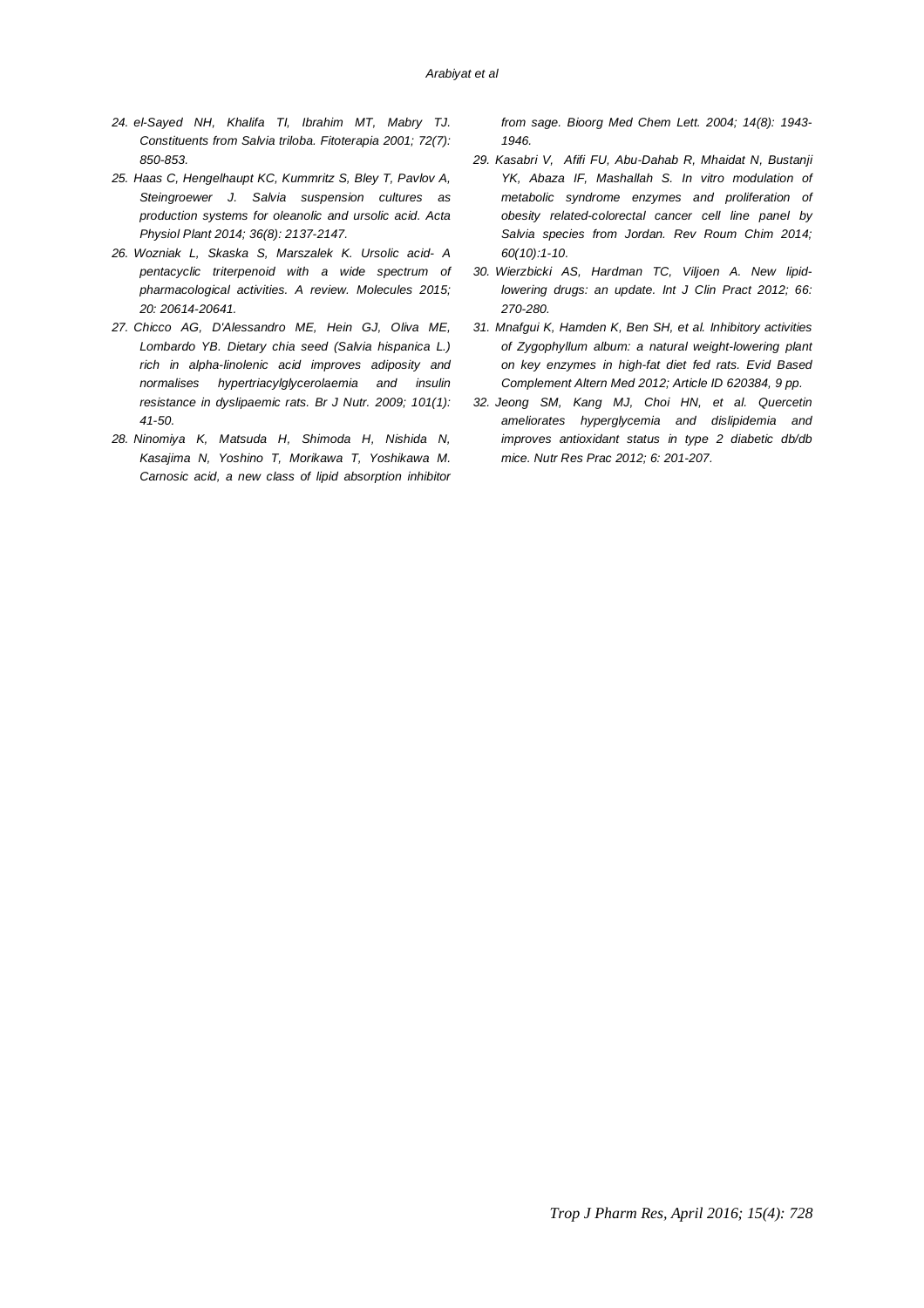24. el-Sayed NH, Khalifa TI, Ibrahim MT, Mabry TJ. Constituents from Salvia triloba. Fitoterapia 2001; 72(7): 850-853.
25. Haas C, Hengelhaupt KC, Kummritz S, Bley T, Pavlov A, Steingroewer J. Salvia suspension cultures as production systems for oleanolic and ursolic acid. Acta Physiol Plant 2014; 36(8): 2137-2147.
26. Wozniak L, Skaska S, Marszalek K. Ursolic acid- A pentacyclic triterpenoid with a wide spectrum of pharmacological activities. A review. Molecules 2015; 20: 20614-20641.
27. Chicco AG, D'Alessandro ME, Hein GJ, Oliva ME, Lombardo YB. Dietary chia seed (Salvia hispanica L.) rich in alpha-linolenic acid improves adiposity and normalises hypertriacylglycerolaemia and insulin resistance in dyslipaemic rats. Br J Nutr. 2009; 101(1): 41-50.
28. Ninomiya K, Matsuda H, Shimoda H, Nishida N, Kasajima N, Yoshino T, Morikawa T, Yoshikawa M. Carnosic acid, a new class of lipid absorption inhibitor from sage. Bioorg Med Chem Lett. 2004; 14(8): 1943-1946.
29. Kasabri V, Afifi FU, Abu-Dahab R, Mhaidat N, Bustanji YK, Abaza IF, Mashallah S. In vitro modulation of metabolic syndrome enzymes and proliferation of obesity related-colorectal cancer cell line panel by Salvia species from Jordan. Rev Roum Chim 2014; 60(10):1-10.
30. Wierzbicki AS, Hardman TC, Viljoen A. New lipid-lowering drugs: an update. Int J Clin Pract 2012; 66: 270-280.
31. Mnafgui K, Hamden K, Ben SH, et al. Inhibitory activities of Zygophyllum album: a natural weight-lowering plant on key enzymes in high-fat diet fed rats. Evid Based Complement Altern Med 2012; Article ID 620384, 9 pp.
32. Jeong SM, Kang MJ, Choi HN, et al. Quercetin ameliorates hyperglycemia and dislipidemia and improves antioxidant status in type 2 diabetic db/db mice. Nutr Res Prac 2012; 6: 201-207.